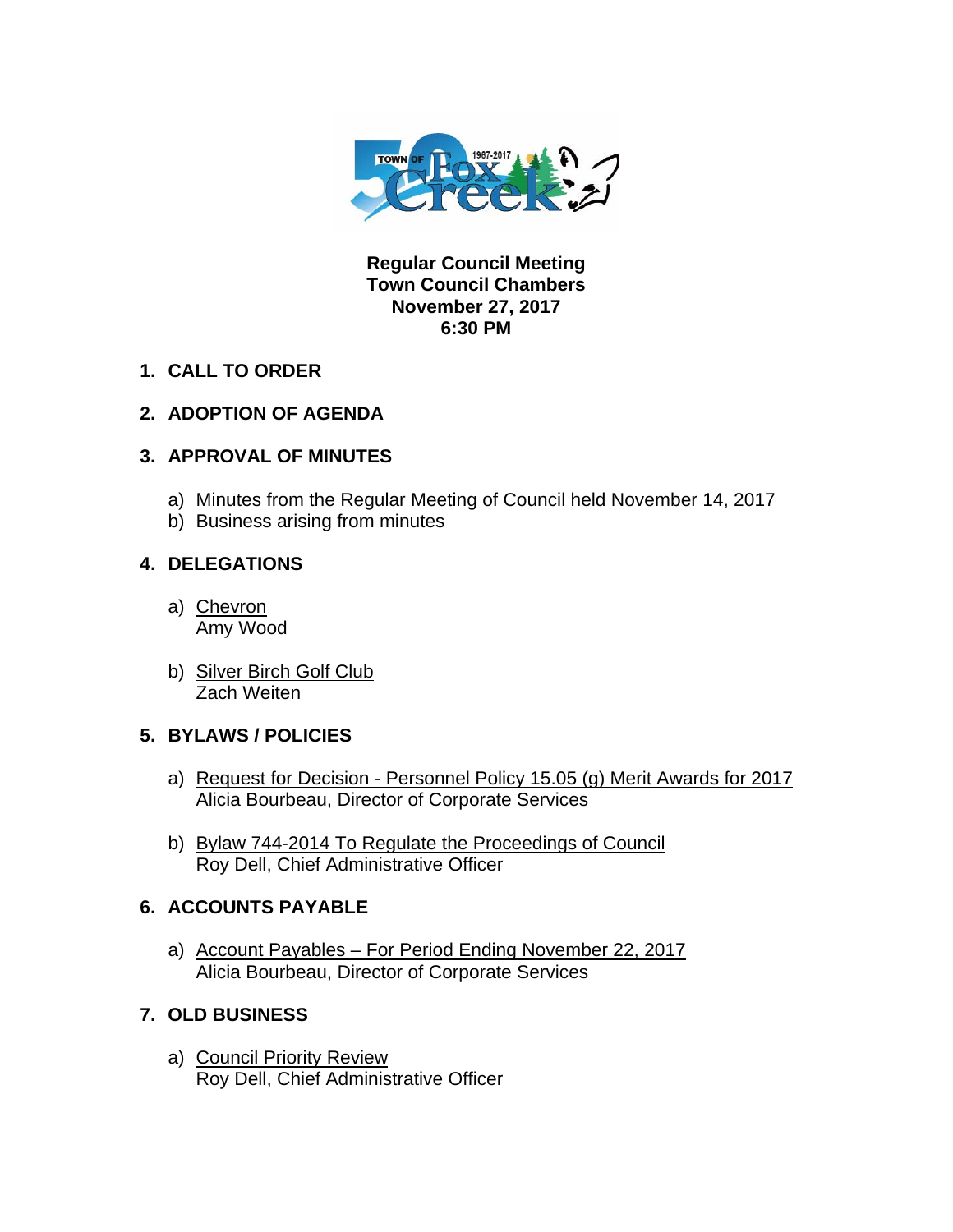**Regular Council Meeting**
**Town Council Chambers**
**November 27, 2017**
**6:30 PM**

1. **CALL TO ORDER**

2. **ADOPTION OF AGENDA**

3. **APPROVAL OF MINUTES**

   a) Minutes from the Regular Meeting of Council held November 14, 2017
   b) Business arising from minutes

4. **DELEGATIONS**

   a) Chevron
      Amy Wood

   b) Silver Birch Golf Club
      Zach Weiten

5. **BYLAWS / POLICIES**

   a) Request for Decision - Personnel Policy 15.05 (g) Merit Awards for 2017
      Alicia Bourbeau, Director of Corporate Services

   b) Bylaw 744-2014 To Regulate the Proceedings of Council
      Roy Dell, Chief Administrative Officer

6. **ACCOUNTS PAYABLE**

   a) Account Payables – For Period Ending November 22, 2017
      Alicia Bourbeau, Director of Corporate Services

7. **OLD BUSINESS**

   a) Council Priority Review
      Roy Dell, Chief Administrative Officer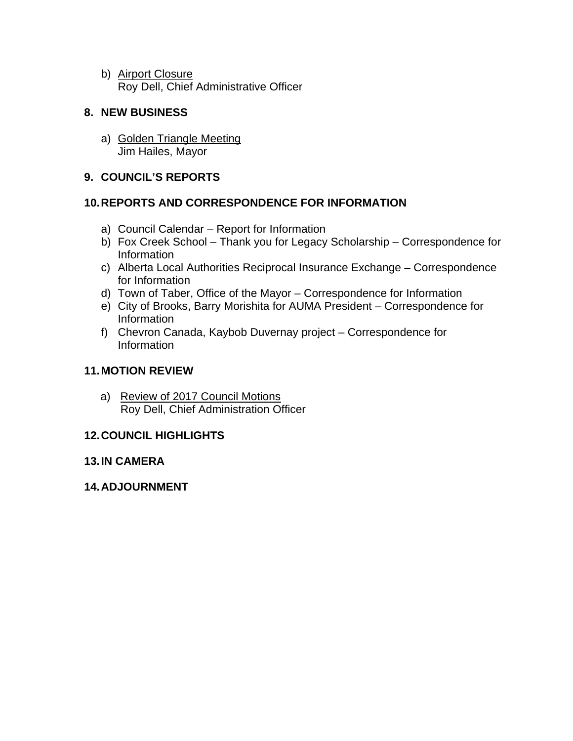b) Airport Closure
   Roy Dell, Chief Administrative Officer

## 8. NEW BUSINESS

a) Golden Triangle Meeting
   Jim Hailes, Mayor

## 9. COUNCIL'S REPORTS

## 10. REPORTS AND CORRESPONDENCE FOR INFORMATION

a) Council Calendar – Report for Information
b) Fox Creek School – Thank you for Legacy Scholarship – Correspondence for Information
c) Alberta Local Authorities Reciprocal Insurance Exchange – Correspondence for Information
d) Town of Taber, Office of the Mayor – Correspondence for Information
e) City of Brooks, Barry Morishita for AUMA President – Correspondence for Information
f) Chevron Canada, Kaybob Duvernay project – Correspondence for Information

## 11. MOTION REVIEW

a) Review of 2017 Council Motions
   Roy Dell, Chief Administration Officer

## 12. COUNCIL HIGHLIGHTS

## 13. IN CAMERA

## 14. ADJOURNMENT